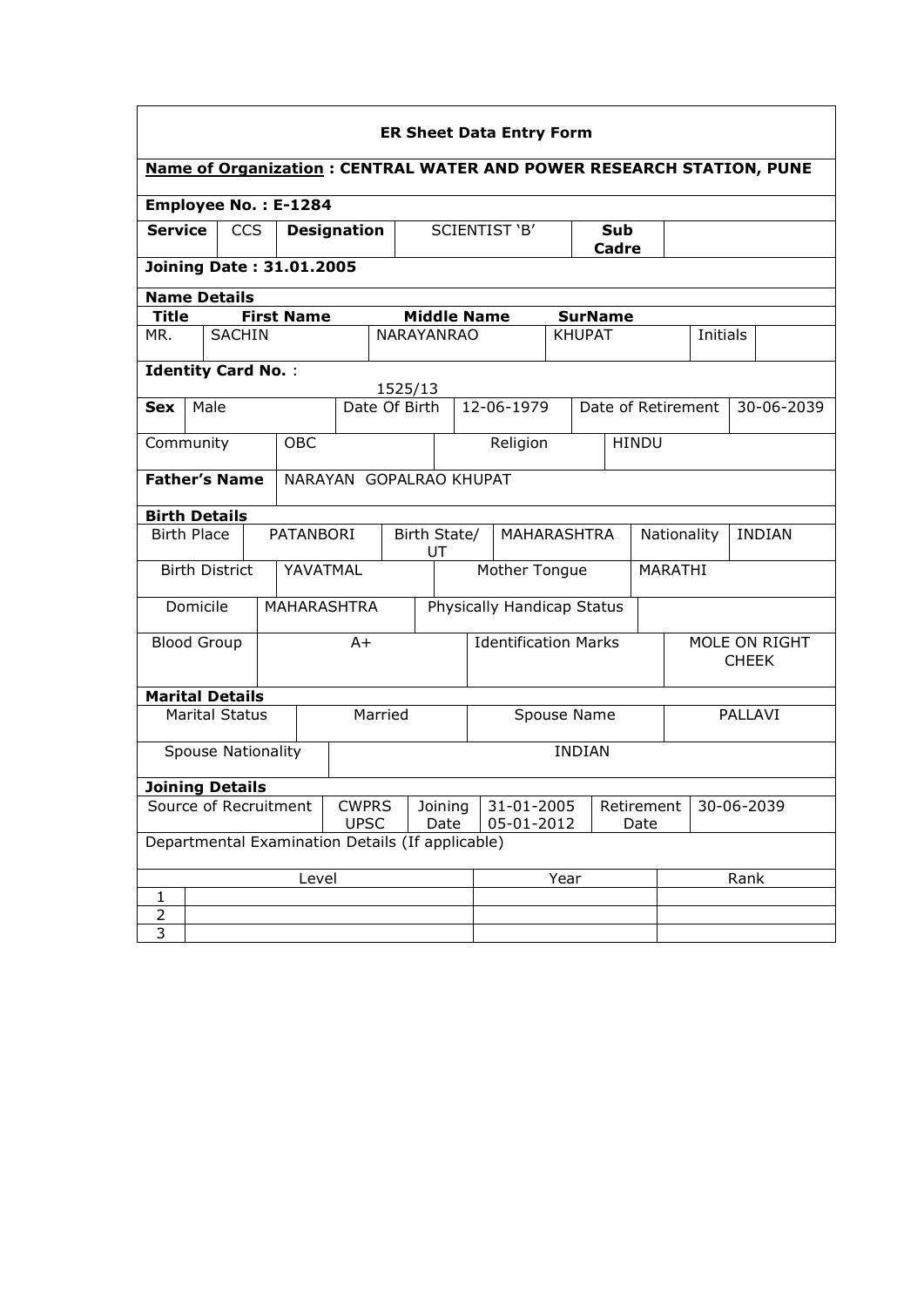# ER Sheet Data Entry Form

**Name of Organization : CENTRAL WATER AND POWER RESEARCH STATION, PUNE**

**Employee No. : E-1284**

| **Service** | CCS | **Designation** | SCIENTIST 'B' | **Sub Cadre** | |
|---|---|---|---|---|---|

**Joining Date : 31.01.2005**

**Name Details**

| **Title** | **First Name** | **Middle Name** | **SurName** | | |
|---|---|---|---|---|---|
| MR. | SACHIN | NARAYANRAO | KHUPAT | Initials | |

**Identity Card No.** : 1525/13

| **Sex** | Male | Date Of Birth | 12-06-1979 | Date of Retirement | 30-06-2039 |
|---|---|---|---|---|---|
| Community | OBC | Religion | HINDU | | |

| **Father's Name** | NARAYAN GOPALRAO KHUPAT |
|---|---|

**Birth Details**

| Birth Place | PATANBORI | Birth State/ UT | MAHARASHTRA | Nationality | INDIAN |
|---|---|---|---|---|---|
| Birth District | YAVATMAL | Mother Tongue | MARATHI | | |
| Domicile | MAHARASHTRA | Physically Handicap Status | | | |
| Blood Group | A+ | Identification Marks | MOLE ON RIGHT CHEEK | | |

**Marital Details**

| Marital Status | Married | Spouse Name | PALLAVI |
|---|---|---|---|
| Spouse Nationality | INDIAN | | |

**Joining Details**

| Source of Recruitment | CWPRS UPSC | Joining Date | 31-01-2005 05-01-2012 | Retirement Date | 30-06-2039 |
|---|---|---|---|---|---|

Departmental Examination Details (If applicable)

| | Level | Year | Rank |
|---|---|---|---|
| 1 | | | |
| 2 | | | |
| 3 | | | |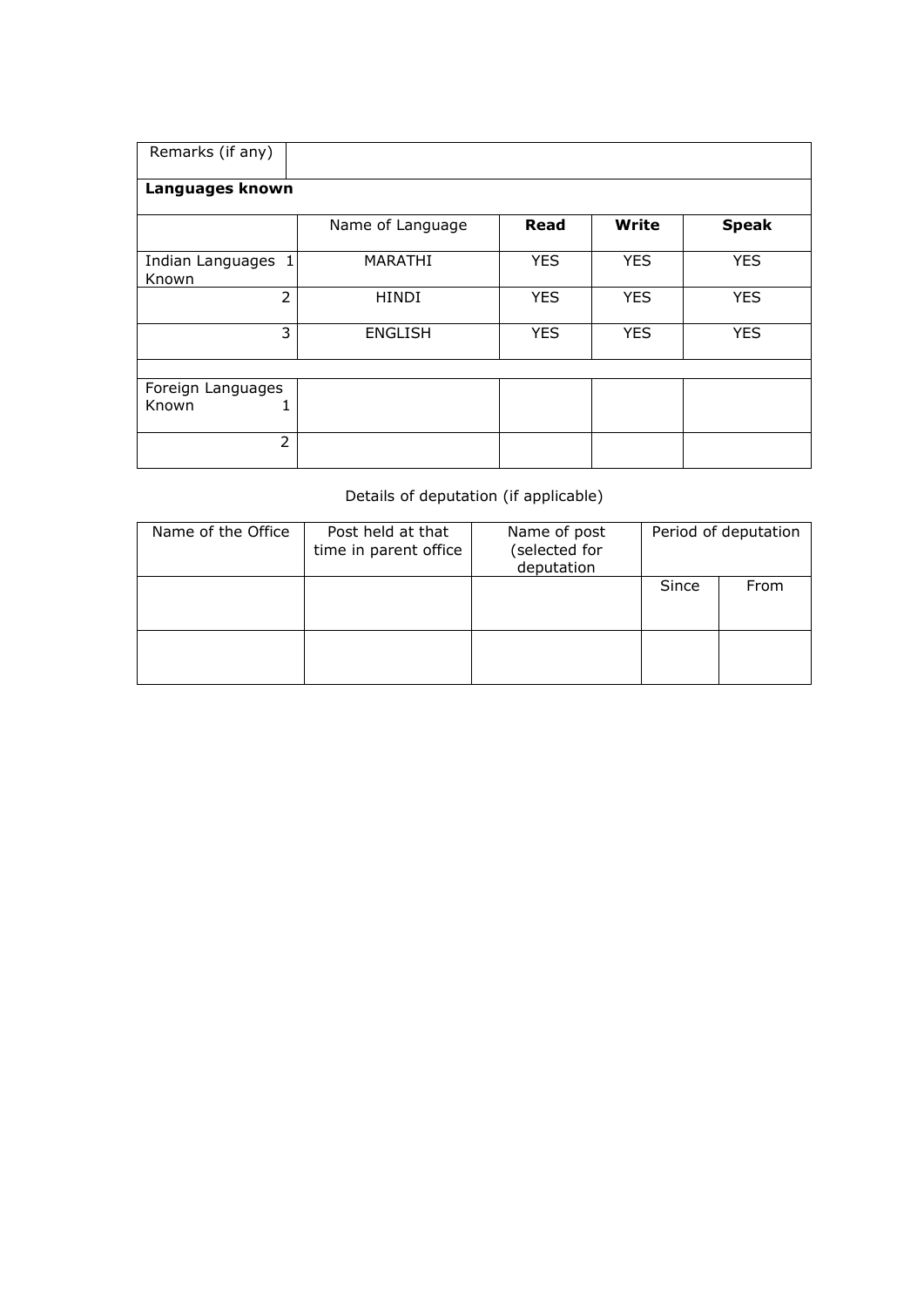| Remarks (if any) | | | | |
|---|---|---|---|---|
| **Languages known** | | | | |
| | Name of Language | **Read** | **Write** | **Speak** |
| Indian Languages Known 1 | MARATHI | YES | YES | YES |
| 2 | HINDI | YES | YES | YES |
| 3 | ENGLISH | YES | YES | YES |
| | | | | |
| Foreign Languages Known 1 | | | | |
| 2 | | | | |

Details of deputation (if applicable)

| Name of the Office | Post held at that time in parent office | Name of post (selected for deputation | Period of deputation | |
|---|---|---|---|---|
| | | | Since | From |
| | | | | |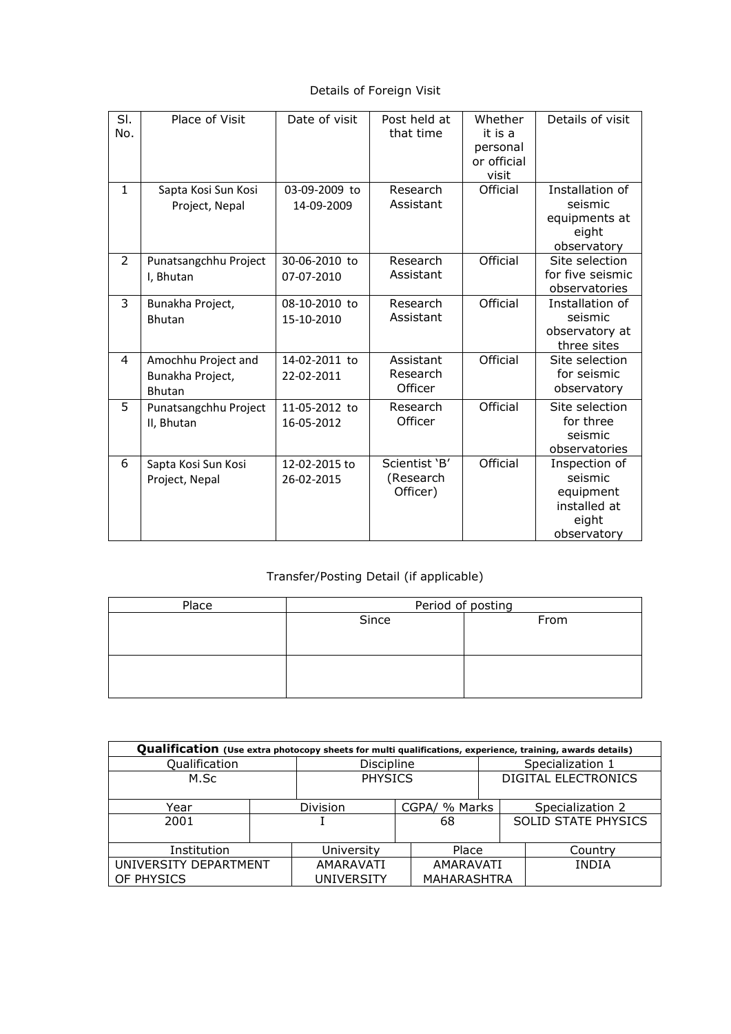Details of Foreign Visit

| Sl. No. | Place of Visit | Date of visit | Post held at that time | Whether it is a personal or official visit | Details of visit |
|---|---|---|---|---|---|
| 1 | Sapta Kosi Sun Kosi Project, Nepal | 03-09-2009 to 14-09-2009 | Research Assistant | Official | Installation of seismic equipments at eight observatory |
| 2 | Punatsangchhu Project I, Bhutan | 30-06-2010 to 07-07-2010 | Research Assistant | Official | Site selection for five seismic observatories |
| 3 | Bunakha Project, Bhutan | 08-10-2010 to 15-10-2010 | Research Assistant | Official | Installation of seismic observatory at three sites |
| 4 | Amochhu Project and Bunakha Project, Bhutan | 14-02-2011 to 22-02-2011 | Assistant Research Officer | Official | Site selection for seismic observatory |
| 5 | Punatsangchhu Project II, Bhutan | 11-05-2012 to 16-05-2012 | Research Officer | Official | Site selection for three seismic observatories |
| 6 | Sapta Kosi Sun Kosi Project, Nepal | 12-02-2015 to 26-02-2015 | Scientist 'B' (Research Officer) | Official | Inspection of seismic equipment installed at eight observatory |

Transfer/Posting Detail (if applicable)

| Place | Period of posting | |
|---|---|---|
| | Since | From |
| | | |

| **Qualification** (Use extra photocopy sheets for multi qualifications, experience, training, awards details) | | | |
|---|---|---|---|
| Qualification | Discipline | | Specialization 1 |
| M.Sc | PHYSICS | | DIGITAL ELECTRONICS |
| Year | Division | CGPA/ % Marks | Specialization 2 |
| 2001 | I | 68 | SOLID STATE PHYSICS |
| Institution | University | Place | Country |
| UNIVERSITY DEPARTMENT OF PHYSICS | AMARAVATI UNIVERSITY | AMARAVATI MAHARASHTRA | INDIA |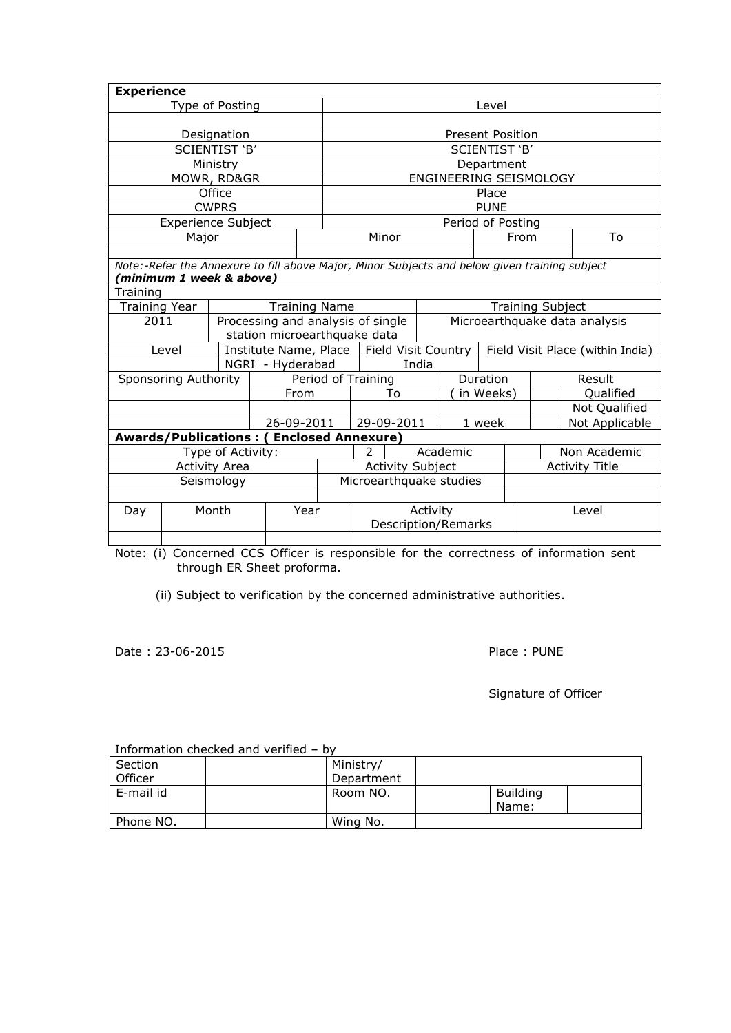**Experience**

| Type of Posting | Level |
|---|---|
| | |
| Designation | Present Position |
| SCIENTIST 'B' | SCIENTIST 'B' |
| Ministry | Department |
| MOWR, RD&GR | ENGINEERING SEISMOLOGY |
| Office | Place |
| CWPRS | PUNE |
| Experience Subject | Period of Posting |

| Major | Minor | From | To |
|---|---|---|---|
| | | | |

*Note:-Refer the Annexure to fill above Major, Minor Subjects and below given training subject* ***(minimum 1 week & above)***

Training

| Training Year | Training Name | Training Subject |
|---|---|---|
| 2011 | Processing and analysis of single station microearthquake data | Microearthquake data analysis |

| Level | Institute Name, Place | Field Visit Country | Field Visit Place (within India) |
|---|---|---|---|
| | NGRI - Hyderabad | India | |

| Sponsoring Authority | Period of Training From | Period of Training To | Duration ( in Weeks) | | Result |
|---|---|---|---|---|---|
| | | | | | Qualified |
| | | | | | Not Qualified |
| | 26-09-2011 | 29-09-2011 | 1 week | | Not Applicable |

**Awards/Publications : ( Enclosed Annexure)**

| Type of Activity: | 2 | Academic | | Non Academic |
|---|---|---|---|---|
| Activity Area | Activity Subject | | Activity Title | |
| Seismology | Microearthquake studies | | | |
| | | | | |

| Day | Month | Year | Activity Description/Remarks | Level |
|---|---|---|---|---|
| | | | | |

Note: (i) Concerned CCS Officer is responsible for the correctness of information sent through ER Sheet proforma.

(ii) Subject to verification by the concerned administrative authorities.

Date : 23-06-2015

Place : PUNE

Signature of Officer

Information checked and verified – by

| Section Officer | | Ministry/ Department | | | |
|---|---|---|---|---|---|
| E-mail id | | Room NO. | | Building Name: | |
| Phone NO. | | Wing No. | | | |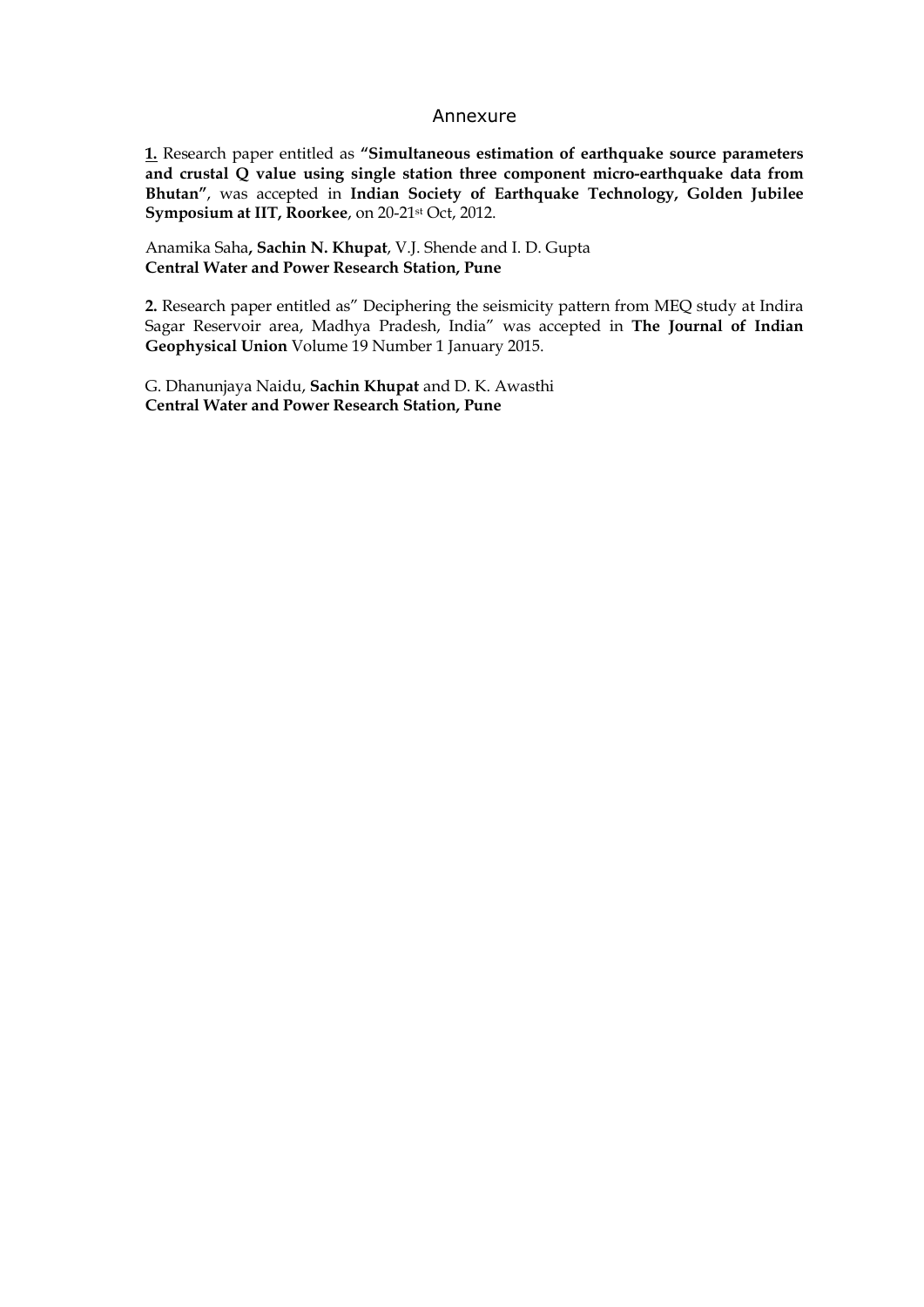# Annexure

**<u>1.</u>** Research paper entitled as **"Simultaneous estimation of earthquake source parameters and crustal Q value using single station three component micro-earthquake data from Bhutan"**, was accepted in **Indian Society of Earthquake Technology, Golden Jubilee Symposium at IIT, Roorkee**, on 20-21st Oct, 2012.

Anamika Saha**, Sachin N. Khupat**, V.J. Shende and I. D. Gupta
**Central Water and Power Research Station, Pune**

**2.** Research paper entitled as" Deciphering the seismicity pattern from MEQ study at Indira Sagar Reservoir area, Madhya Pradesh, India" was accepted in **The Journal of Indian Geophysical Union** Volume 19 Number 1 January 2015.

G. Dhanunjaya Naidu, **Sachin Khupat** and D. K. Awasthi
**Central Water and Power Research Station, Pune**